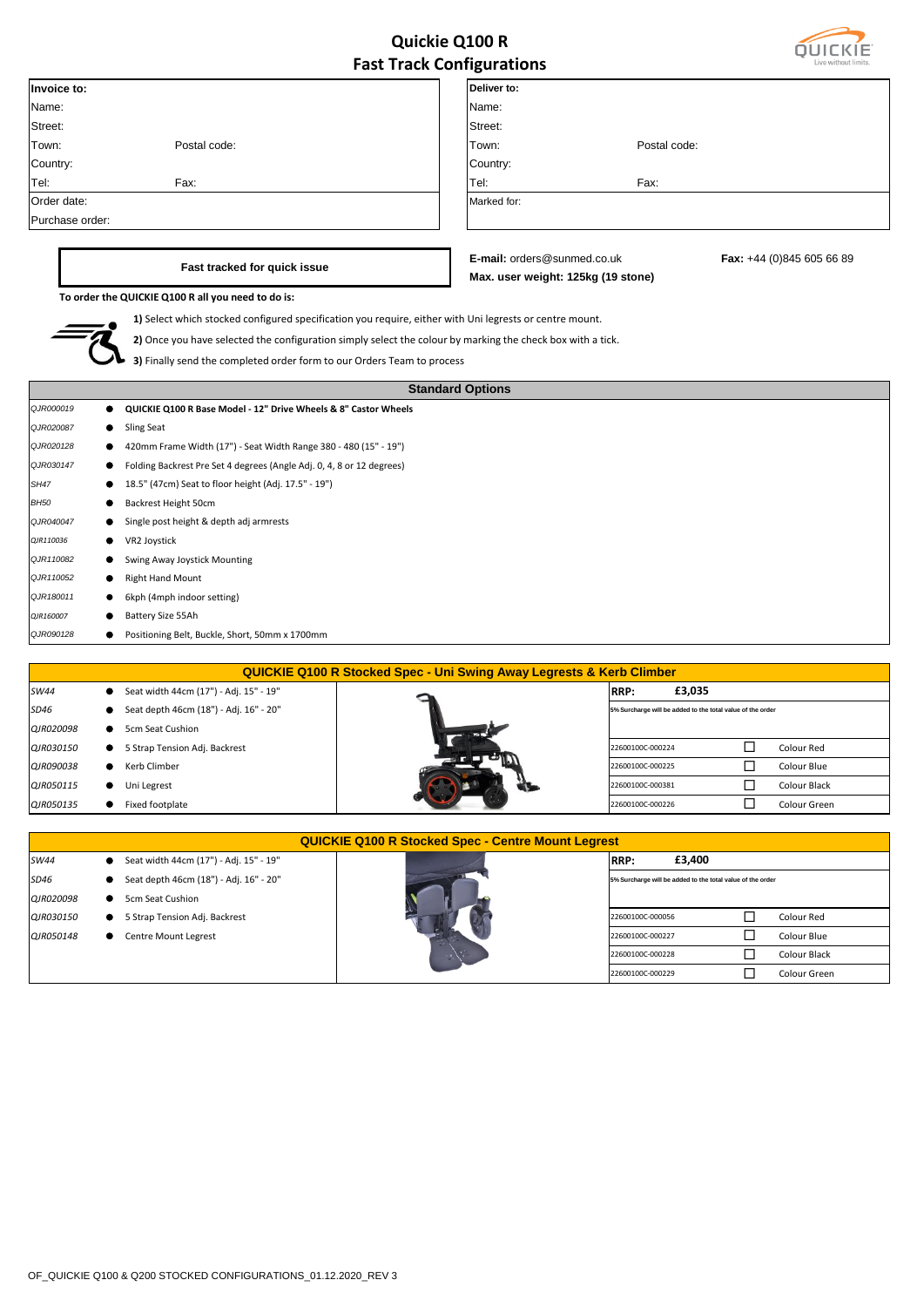# Quickie Q100 R
## Fast Track Configurations

| Invoice to: | | Deliver to: | |
|---|---|---|---|
| Name: | | Name: | |
| Street: | | Street: | |
| Town: | Postal code: | Town: | Postal code: |
| Country: | | Country: | |
| Tel: | Fax: | Tel: | Fax: |
| Order date: | | Marked for: | |
| Purchase order: | | | |

**Fast tracked for quick issue**

**E-mail:** orders@sunmed.co.uk **Fax:** +44 (0)845 605 66 89

**Max. user weight: 125kg (19 stone)**

**To order the QUICKIE Q100 R all you need to do is:**

**1)** Select which stocked configured specification you require, either with Uni legrests or centre mount.

**2)** Once you have selected the configuration simply select the colour by marking the check box with a tick.

**3)** Finally send the completed order form to our Orders Team to process

### Standard Options

| Code | Description |
|---|---|
| QJR000019 | **QUICKIE Q100 R Base Model - 12" Drive Wheels & 8" Castor Wheels** |
| QJR020087 | Sling Seat |
| QJR020128 | 420mm Frame Width (17") - Seat Width Range 380 - 480 (15" - 19") |
| QJR030147 | Folding Backrest Pre Set 4 degrees (Angle Adj. 0, 4, 8 or 12 degrees) |
| SH47 | 18.5" (47cm) Seat to floor height (Adj. 17.5" - 19") |
| BH50 | Backrest Height 50cm |
| QJR040047 | Single post height & depth adj armrests |
| QJR110036 | VR2 Joystick |
| QJR110082 | Swing Away Joystick Mounting |
| QJR110052 | Right Hand Mount |
| QJR180011 | 6kph (4mph indoor setting) |
| QJR160007 | Battery Size 55Ah |
| QJR090128 | Positioning Belt, Buckle, Short, 50mm x 1700mm |

### QUICKIE Q100 R Stocked Spec - Uni Swing Away Legrests & Kerb Climber

| Code | Description | | | |
|---|---|---|---|---|
| SW44 | Seat width 44cm (17") - Adj. 15" - 19" | **RRP:** | **£3,035** | |
| SD46 | Seat depth 46cm (18") - Adj. 16" - 20" | 5% Surcharge will be added to the total value of the order | | |
| QJR020098 | 5cm Seat Cushion | | | |
| QJR030150 | 5 Strap Tension Adj. Backrest | 22600100C-000224 | ☐ | Colour Red |
| QJR090038 | Kerb Climber | 22600100C-000225 | ☐ | Colour Blue |
| QJR050115 | Uni Legrest | 22600100C-000381 | ☐ | Colour Black |
| QJR050135 | Fixed footplate | 22600100C-000226 | ☐ | Colour Green |

### QUICKIE Q100 R Stocked Spec - Centre Mount Legrest

| Code | Description | | | |
|---|---|---|---|---|
| SW44 | Seat width 44cm (17") - Adj. 15" - 19" | **RRP:** | **£3,400** | |
| SD46 | Seat depth 46cm (18") - Adj. 16" - 20" | 5% Surcharge will be added to the total value of the order | | |
| QJR020098 | 5cm Seat Cushion | | | |
| QJR030150 | 5 Strap Tension Adj. Backrest | 22600100C-000056 | ☐ | Colour Red |
| QJR050148 | Centre Mount Legrest | 22600100C-000227 | ☐ | Colour Blue |
| | | 22600100C-000228 | ☐ | Colour Black |
| | | 22600100C-000229 | ☐ | Colour Green |

OF_QUICKIE Q100 & Q200 STOCKED CONFIGURATIONS_01.12.2020_REV 3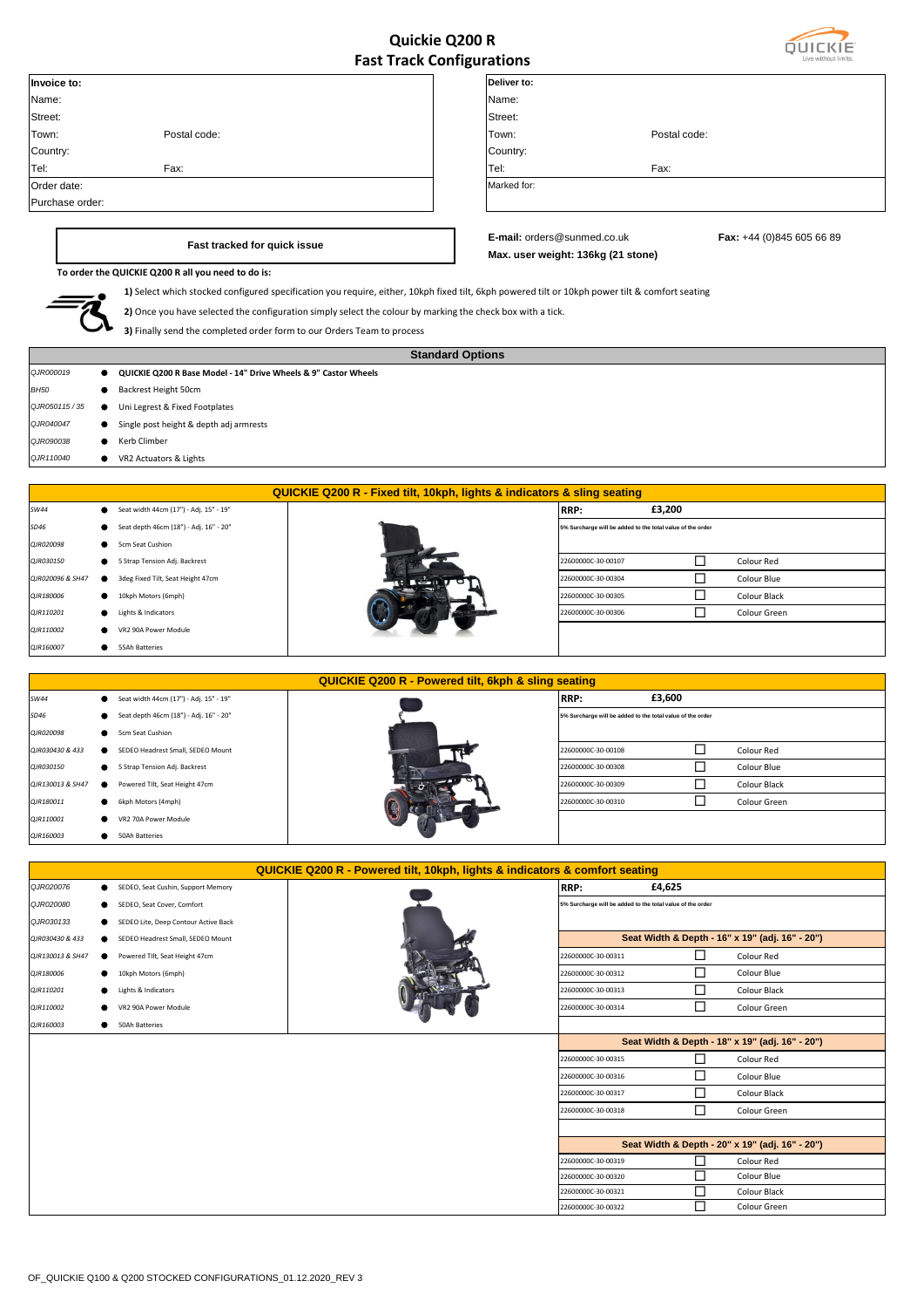# Quickie Q200 R
## Fast Track Configurations

| Invoice to: | |
|---|---|
| Name: | |
| Street: | |
| Town: | Postal code: |
| Country: | |
| Tel: | Fax: |
| Order date: | |
| Purchase order: | |

| Deliver to: | |
|---|---|
| Name: | |
| Street: | |
| Town: | Postal code: |
| Country: | |
| Tel: | Fax: |
| Marked for: | |

**Fast tracked for quick issue**

**E-mail:** orders@sunmed.co.uk **Fax:** +44 (0)845 605 66 89

**Max. user weight: 136kg (21 stone)**

**To order the QUICKIE Q200 R all you need to do is:**

**1)** Select which stocked configured specification you require, either, 10kph fixed tilt, 6kph powered tilt or 10kph power tilt & comfort seating

**2)** Once you have selected the configuration simply select the colour by marking the check box with a tick.

**3)** Finally send the completed order form to our Orders Team to process

### Standard Options

| | |
|---|---|
| QJR000019 | **QUICKIE Q200 R Base Model - 14" Drive Wheels & 9" Castor Wheels** |
| BH50 | Backrest Height 50cm |
| QJR050115 / 35 | Uni Legrest & Fixed Footplates |
| QJR040047 | Single post height & depth adj armrests |
| QJR090038 | Kerb Climber |
| QJR110040 | VR2 Actuators & Lights |

### QUICKIE Q200 R - Fixed tilt, 10kph, lights & indicators & sling seating

| | |
|---|---|
| SW44 | Seat width 44cm (17") - Adj. 15" - 19" |
| SD46 | Seat depth 46cm (18") - Adj. 16" - 20" |
| QJR020098 | 5cm Seat Cushion |
| QJR030150 | 5 Strap Tension Adj. Backrest |
| QJR020096 & SH47 | 3deg Fixed Tilt, Seat Height 47cm |
| QJR180006 | 10kph Motors (6mph) |
| QJR110201 | Lights & Indicators |
| QJR110002 | VR2 90A Power Module |
| QJR160007 | 55Ah Batteries |

**RRP:** £3,200

5% Surcharge will be added to the total value of the order

| Code | ☐ | Colour |
|---|---|---|
| 22600000C-30-00107 | ☐ | Colour Red |
| 22600000C-30-00304 | ☐ | Colour Blue |
| 22600000C-30-00305 | ☐ | Colour Black |
| 22600000C-30-00306 | ☐ | Colour Green |

### QUICKIE Q200 R - Powered tilt, 6kph & sling seating

| | |
|---|---|
| SW44 | Seat width 44cm (17") - Adj. 15" - 19" |
| SD46 | Seat depth 46cm (18") - Adj. 16" - 20" |
| QJR020098 | 5cm Seat Cushion |
| QJR030430 & 433 | SEDEO Headrest Small, SEDEO Mount |
| QJR030150 | 5 Strap Tension Adj. Backrest |
| QJR130013 & SH47 | Powered Tilt, Seat Height 47cm |
| QJR180011 | 6kph Motors (4mph) |
| QJR110001 | VR2 70A Power Module |
| QJR160003 | 50Ah Batteries |

**RRP:** £3,600

5% Surcharge will be added to the total value of the order

| Code | ☐ | Colour |
|---|---|---|
| 22600000C-30-00108 | ☐ | Colour Red |
| 22600000C-30-00308 | ☐ | Colour Blue |
| 22600000C-30-00309 | ☐ | Colour Black |
| 22600000C-30-00310 | ☐ | Colour Green |

### QUICKIE Q200 R - Powered tilt, 10kph, lights & indicators & comfort seating

| | |
|---|---|
| QJR020076 | SEDEO, Seat Cushin, Support Memory |
| QJR020080 | SEDEO, Seat Cover, Comfort |
| QJR030133 | SEDEO Lite, Deep Contour Active Back |
| QJR030430 & 433 | SEDEO Headrest Small, SEDEO Mount |
| QJR130013 & SH47 | Powered Tilt, Seat Height 47cm |
| QJR180006 | 10kph Motors (6mph) |
| QJR110201 | Lights & Indicators |
| QJR110002 | VR2 90A Power Module |
| QJR160003 | 50Ah Batteries |

**RRP:** £4,625

5% Surcharge will be added to the total value of the order

| Seat Width & Depth - 16" x 19" (adj. 16" - 20") | | |
|---|---|---|
| 22600000C-30-00311 | ☐ | Colour Red |
| 22600000C-30-00312 | ☐ | Colour Blue |
| 22600000C-30-00313 | ☐ | Colour Black |
| 22600000C-30-00314 | ☐ | Colour Green |

| Seat Width & Depth - 18" x 19" (adj. 16" - 20") | | |
|---|---|---|
| 22600000C-30-00315 | ☐ | Colour Red |
| 22600000C-30-00316 | ☐ | Colour Blue |
| 22600000C-30-00317 | ☐ | Colour Black |
| 22600000C-30-00318 | ☐ | Colour Green |

| Seat Width & Depth - 20" x 19" (adj. 16" - 20") | | |
|---|---|---|
| 22600000C-30-00319 | ☐ | Colour Red |
| 22600000C-30-00320 | ☐ | Colour Blue |
| 22600000C-30-00321 | ☐ | Colour Black |
| 22600000C-30-00322 | ☐ | Colour Green |

OF_QUICKIE Q100 & Q200 STOCKED CONFIGURATIONS_01.12.2020_REV 3